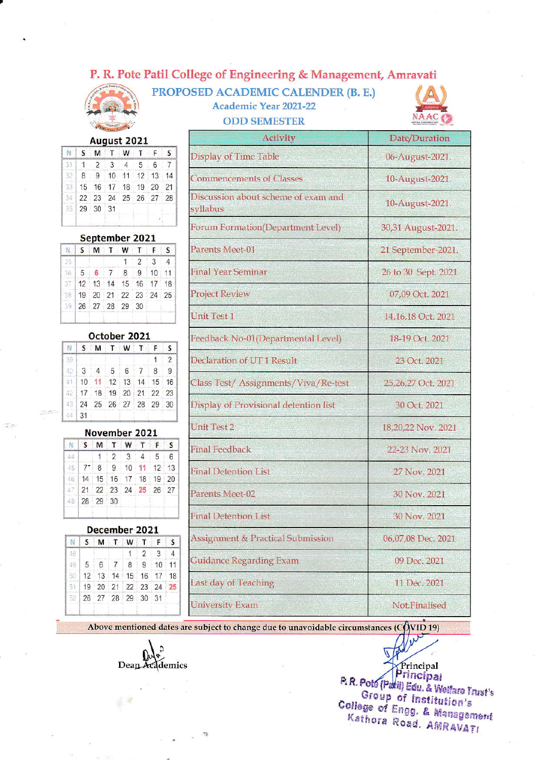# P. R. Pote Patil College of Engineering & Management, Amravati

## PROPOSED ACADEMIC CALENDER (B. E.)

### Academic Year 2021-22

### ODD SEMESTER

**August 2021**

| N | S | M | T | W | T | F | S |
|---|---|---|---|---|---|---|---|
| 31 | 1 | 2 | 3 | 4 | 5 | 6 | 7 |
| 32 | 8 | 9 | 10 | 11 | 12 | 13 | 14 |
| 33 | 15 | 16 | 17 | 18 | 19 | 20 | 21 |
| 34 | 22 | 23 | 24 | 25 | 26 | 27 | 28 |
| 35 | 29 | 30 | 31 | | | | |

**September 2021**

| N | S | M | T | W | T | F | S |
|---|---|---|---|---|---|---|---|
| 35 | | | | 1 | 2 | 3 | 4 |
| 36 | 5 | 6 | 7 | 8 | 9 | 10 | 11 |
| 37 | 12 | 13 | 14 | 15 | 16 | 17 | 18 |
| 38 | 19 | 20 | 21 | 22 | 23 | 24 | 25 |
| 39 | 26 | 27 | 28 | 29 | 30 | | |

**October 2021**

| N | S | M | T | W | T | F | S |
|---|---|---|---|---|---|---|---|
| 39 | | | | | | 1 | 2 |
| 40 | 3 | 4 | 5 | 6 | 7 | 8 | 9 |
| 41 | 10 | 11 | 12 | 13 | 14 | 15 | 16 |
| 42 | 17 | 18 | 19 | 20 | 21 | 22 | 23 |
| 43 | 24 | 25 | 26 | 27 | 28 | 29 | 30 |
| 44 | 31 | | | | | | |

**November 2021**

| N | S | M | T | W | T | F | S |
|---|---|---|---|---|---|---|---|
| 44 | | 1 | 2 | 3 | 4 | 5 | 6 |
| 45 | 7 | 8 | 9 | 10 | 11 | 12 | 13 |
| 46 | 14 | 15 | 16 | 17 | 18 | 19 | 20 |
| 47 | 21 | 22 | 23 | 24 | 25 | 26 | 27 |
| 48 | 28 | 29 | 30 | | | | |

**December 2021**

| N | S | M | T | W | T | F | S |
|---|---|---|---|---|---|---|---|
| 48 | | | | 1 | 2 | 3 | 4 |
| 49 | 5 | 6 | 7 | 8 | 9 | 10 | 11 |
| 50 | 12 | 13 | 14 | 15 | 16 | 17 | 18 |
| 51 | 19 | 20 | 21 | 22 | 23 | 24 | 25 |
| 52 | 26 | 27 | 28 | 29 | 30 | 31 | |

| Activity | Date/Duration |
|---|---|
| Display of Time Table | 06-August-2021. |
| Commencements of Classes | 10-August-2021. |
| Discussion about scheme of exam and syllabus | 10-August-2021. |
| Forum Formation(Department Level) | 30,31 August-2021. |
| Parents Meet-01 | 21 September-2021. |
| Final Year Seminar | 26 to 30 Sept. 2021 |
| Project Review | 07,09 Oct. 2021 |
| Unit Test 1 | 14,16,18 Oct. 2021 |
| Feedback No-01(Departmental Level) | 18-19 Oct. 2021 |
| Declaration of UT 1 Result | 23 Oct. 2021 |
| Class Test/ Assignments/Viva/Re-test | 25,26,27 Oct. 2021 |
| Display of Provisional detention list | 30 Oct. 2021 |
| Unit Test 2 | 18,20,22 Nov. 2021 |
| Final Feedback | 22-23 Nov. 2021 |
| Final Detention List | 27 Nov. 2021 |
| Parents Meet-02 | 30 Nov. 2021 |
| Final Detention List | 30 Nov. 2021 |
| Assignment & Practical Submission | 06,07,08 Dec. 2021 |
| Guidance Regarding Exam | 09 Dec. 2021 |
| Last day of Teaching | 11 Dec. 2021 |
| University Exam | Not Finalised |

Above mentioned dates are subject to change due to unavoidable circumstances (COVID 19)

Dean Academics

Principal

Principal
P. R. Pote (Patil) Edu. & Welfare Trust's
Group of Institution's
College of Engg. & Management
Kathora Road, AMRAVATI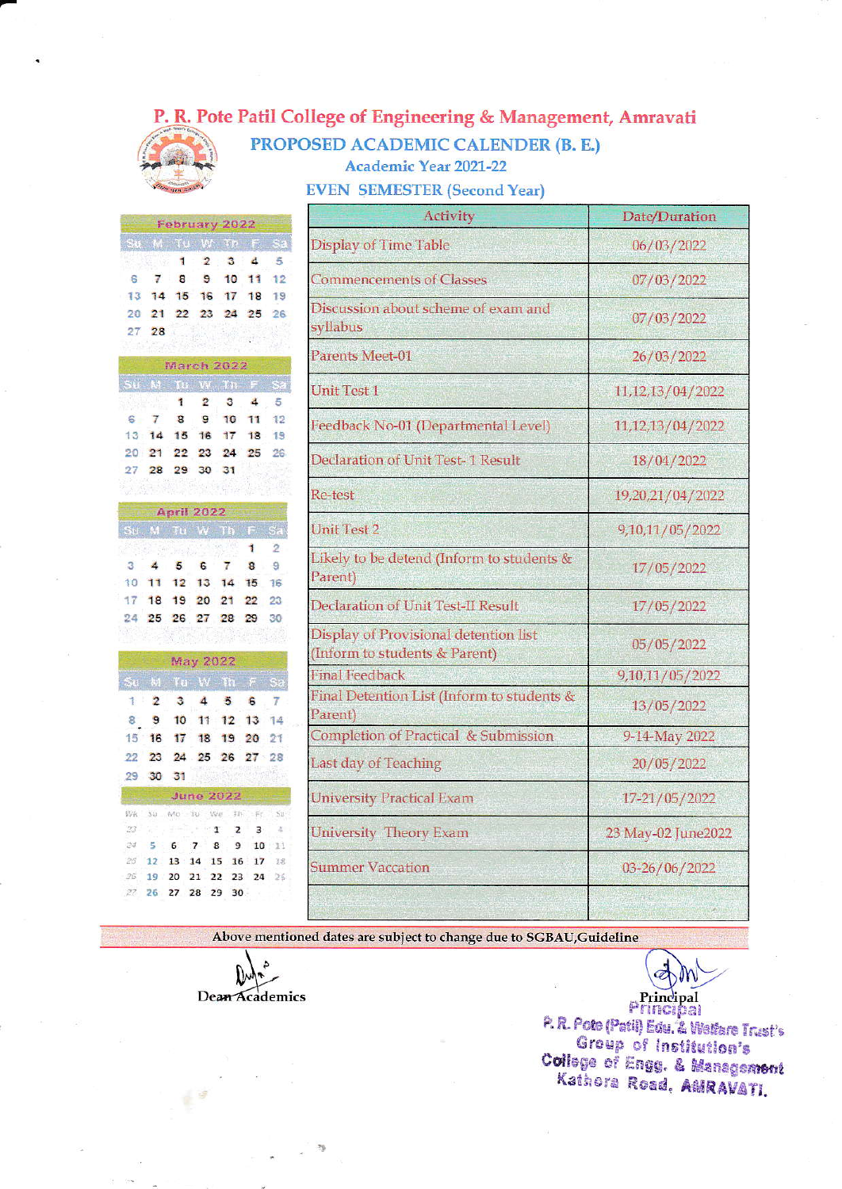# P. R. Pote Patil College of Engineering & Management, Amravati

## PROPOSED ACADEMIC CALENDER (B. E.)

### Academic Year 2021-22

### EVEN SEMESTER (Second Year)

**February 2022**

| Su | M | Tu | W | Th | F | Sa |
|---|---|---|---|---|---|---|
| | | 1 | 2 | 3 | 4 | 5 |
| 6 | 7 | 8 | 9 | 10 | 11 | 12 |
| 13 | 14 | 15 | 16 | 17 | 18 | 19 |
| 20 | 21 | 22 | 23 | 24 | 25 | 26 |
| 27 | 28 | | | | | |

**March 2022**

| Su | M | Tu | W | Th | F | Sa |
|---|---|---|---|---|---|---|
| | | 1 | 2 | 3 | 4 | 5 |
| 6 | 7 | 8 | 9 | 10 | 11 | 12 |
| 13 | 14 | 15 | 16 | 17 | 18 | 19 |
| 20 | 21 | 22 | 23 | 24 | 25 | 26 |
| 27 | 28 | 29 | 30 | 31 | | |

**April 2022**

| Su | M | Tu | W | Th | F | Sa |
|---|---|---|---|---|---|---|
| | | | | | 1 | 2 |
| 3 | 4 | 5 | 6 | 7 | 8 | 9 |
| 10 | 11 | 12 | 13 | 14 | 15 | 16 |
| 17 | 18 | 19 | 20 | 21 | 22 | 23 |
| 24 | 25 | 26 | 27 | 28 | 29 | 30 |

**May 2022**

| Su | M | Tu | W | Th | F | Sa |
|---|---|---|---|---|---|---|
| 1 | 2 | 3 | 4 | 5 | 6 | 7 |
| 8 | 9 | 10 | 11 | 12 | 13 | 14 |
| 15 | 16 | 17 | 18 | 19 | 20 | 21 |
| 22 | 23 | 24 | 25 | 26 | 27 | 28 |
| 29 | 30 | 31 | | | | |

**June 2022**

| Wk | Su | Mo | Tu | We | Th | Fr | Sa |
|---|---|---|---|---|---|---|---|
| 23 | | | | 1 | 2 | 3 | 4 |
| 24 | 5 | 6 | 7 | 8 | 9 | 10 | 11 |
| 25 | 12 | 13 | 14 | 15 | 16 | 17 | 18 |
| 26 | 19 | 20 | 21 | 22 | 23 | 24 | 25 |
| 27 | 26 | 27 | 28 | 29 | 30 | | |

| Activity | Date/Duration |
|---|---|
| Display of Time Table | 06/03/2022 |
| Commencements of Classes | 07/03/2022 |
| Discussion about scheme of exam and syllabus | 07/03/2022 |
| Parents Meet-01 | 26/03/2022 |
| Unit Test 1 | 11,12,13/04/2022 |
| Feedback No-01 (Departmental Level) | 11,12,13/04/2022 |
| Declaration of Unit Test- 1 Result | 18/04/2022 |
| Re-test | 19,20,21/04/2022 |
| Unit Test 2 | 9,10,11/05/2022 |
| Likely to be detend (Inform to students & Parent) | 17/05/2022 |
| Declaration of Unit Test-II Result | 17/05/2022 |
| Display of Provisional detention list (Inform to students & Parent) | 05/05/2022 |
| Final Feedback | 9,10,11/05/2022 |
| Final Detention List (Inform to students & Parent) | 13/05/2022 |
| Completion of Practical & Submission | 9-14-May 2022 |
| Last day of Teaching | 20/05/2022 |
| University Practical Exam | 17-21/05/2022 |
| University Theory Exam | 23 May-02 June2022 |
| Summer Vaccation | 03-26/06/2022 |
| | |

Above mentioned dates are subject to change due to SGBAU,Guideline

Dean Academics

Principal

Principal
P. R. Pote (Patil) Edu. & Welfare Trust's
Group of Institution's
College of Engg. & Management
Kathora Road, AMRAVATI.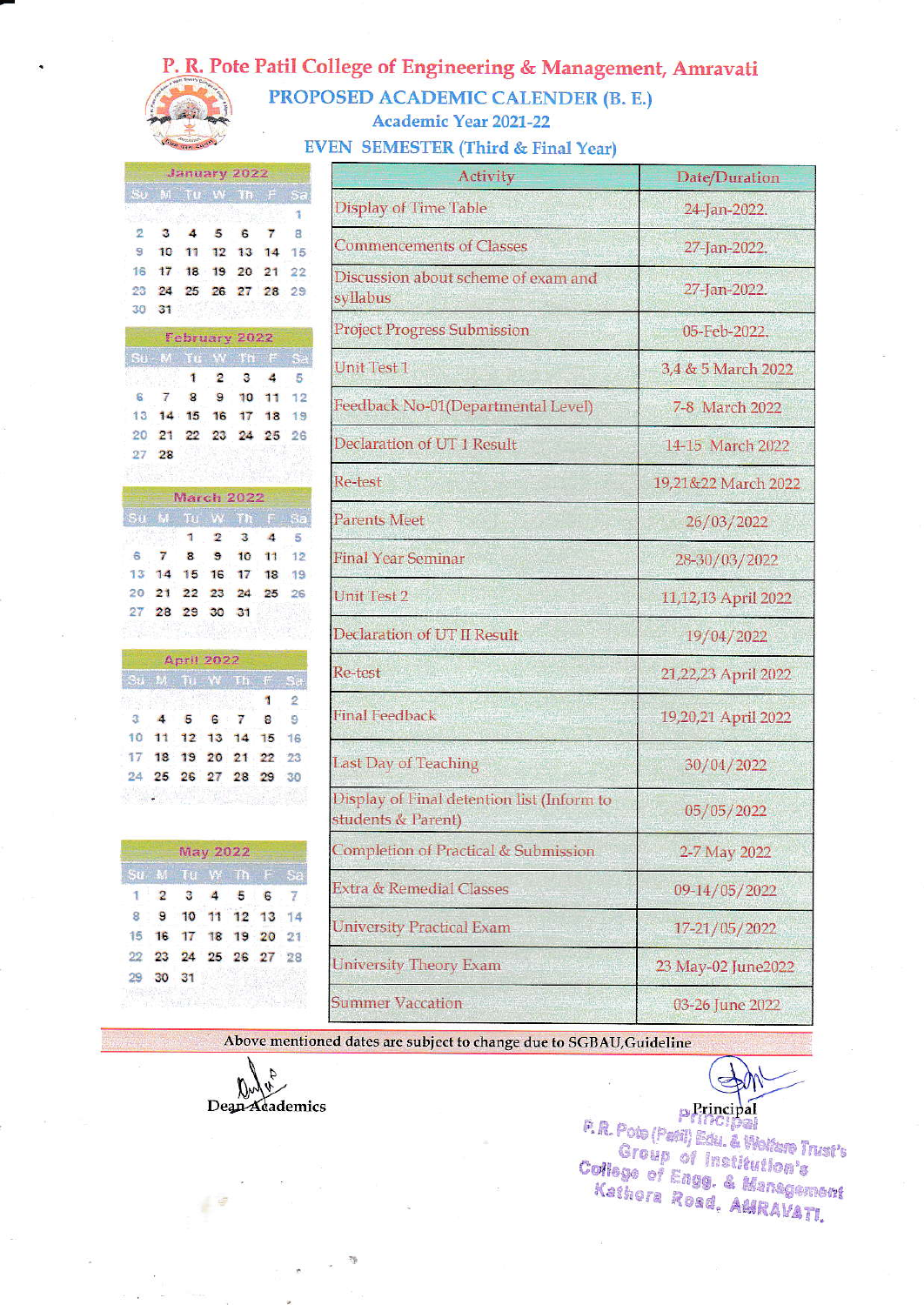# P. R. Pote Patil College of Engineering & Management, Amravati

## PROPOSED ACADEMIC CALENDER (B. E.)

### Academic Year 2021-22

### EVEN SEMESTER (Third & Final Year)

**January 2022**

| Su | M | Tu | W | Th | F | Sa |
|---|---|---|---|---|---|---|
| | | | | | | 1 |
| 2 | 3 | 4 | 5 | 6 | 7 | 8 |
| 9 | 10 | 11 | 12 | 13 | 14 | 15 |
| 16 | 17 | 18 | 19 | 20 | 21 | 22 |
| 23 | 24 | 25 | 26 | 27 | 28 | 29 |
| 30 | 31 | | | | | |

**February 2022**

| Su | M | Tu | W | Th | F | Sa |
|---|---|---|---|---|---|---|
| | | 1 | 2 | 3 | 4 | 5 |
| 6 | 7 | 8 | 9 | 10 | 11 | 12 |
| 13 | 14 | 15 | 16 | 17 | 18 | 19 |
| 20 | 21 | 22 | 23 | 24 | 25 | 26 |
| 27 | 28 | | | | | |

**March 2022**

| Su | M | Tu | W | Th | F | Sa |
|---|---|---|---|---|---|---|
| | | 1 | 2 | 3 | 4 | 5 |
| 6 | 7 | 8 | 9 | 10 | 11 | 12 |
| 13 | 14 | 15 | 16 | 17 | 18 | 19 |
| 20 | 21 | 22 | 23 | 24 | 25 | 26 |
| 27 | 28 | 29 | 30 | 31 | | |

**April 2022**

| Su | M | Tu | W | Th | F | Sa |
|---|---|---|---|---|---|---|
| | | | | | 1 | 2 |
| 3 | 4 | 5 | 6 | 7 | 8 | 9 |
| 10 | 11 | 12 | 13 | 14 | 15 | 16 |
| 17 | 18 | 19 | 20 | 21 | 22 | 23 |
| 24 | 25 | 26 | 27 | 28 | 29 | 30 |

**May 2022**

| Su | M | Tu | W | Th | F | Sa |
|---|---|---|---|---|---|---|
| 1 | 2 | 3 | 4 | 5 | 6 | 7 |
| 8 | 9 | 10 | 11 | 12 | 13 | 14 |
| 15 | 16 | 17 | 18 | 19 | 20 | 21 |
| 22 | 23 | 24 | 25 | 26 | 27 | 28 |
| 29 | 30 | 31 | | | | |

| Activity | Date/Duration |
|---|---|
| Display of Time Table | 24-Jan-2022. |
| Commencements of Classes | 27-Jan-2022. |
| Discussion about scheme of exam and syllabus | 27-Jan-2022. |
| Project Progress Submission | 05-Feb-2022. |
| Unit Test 1 | 3,4 & 5 March 2022 |
| Feedback No-01(Departmental Level) | 7-8 March 2022 |
| Declaration of UT 1 Result | 14-15 March 2022 |
| Re-test | 19,21&22 March 2022 |
| Parents Meet | 26/03/2022 |
| Final Year Seminar | 28-30/03/2022 |
| Unit Test 2 | 11,12,13 April 2022 |
| Declaration of UT II Result | 19/04/2022 |
| Re-test | 21,22,23 April 2022 |
| Final Feedback | 19,20,21 April 2022 |
| Last Day of Teaching | 30/04/2022 |
| Display of Final detention list (Inform to students & Parent) | 05/05/2022 |
| Completion of Practical & Submission | 2-7 May 2022 |
| Extra & Remedial Classes | 09-14/05/2022 |
| University Practical Exam | 17-21/05/2022 |
| University Theory Exam | 23 May-02 June2022 |
| Summer Vaccation | 03-26 June 2022 |

Above mentioned dates are subject to change due to SGBAU,Guideline

Dean Academics

Principal

Principal
P.R. Pote (Patil) Edu. & Welfare Trust's
Group of Institution's
College of Engg. & Management
Kathora Road, AMRAVATI.